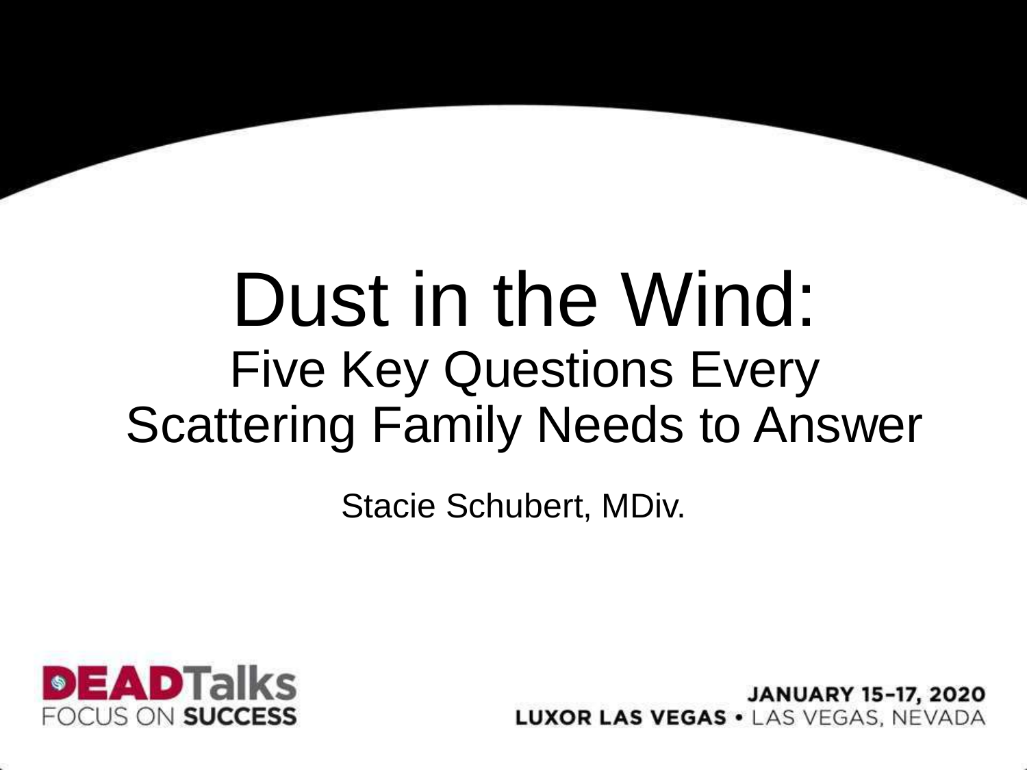# Dust in the Wind:

## Five Key Questions Every Scattering Family Needs to Answer

Stacie Schubert, MDiv.

**DEADTalks** FOCUS ON **SUCCESS**

**JANUARY 15-17, 2020**
**LUXOR LAS VEGAS** • LAS VEGAS, NEVADA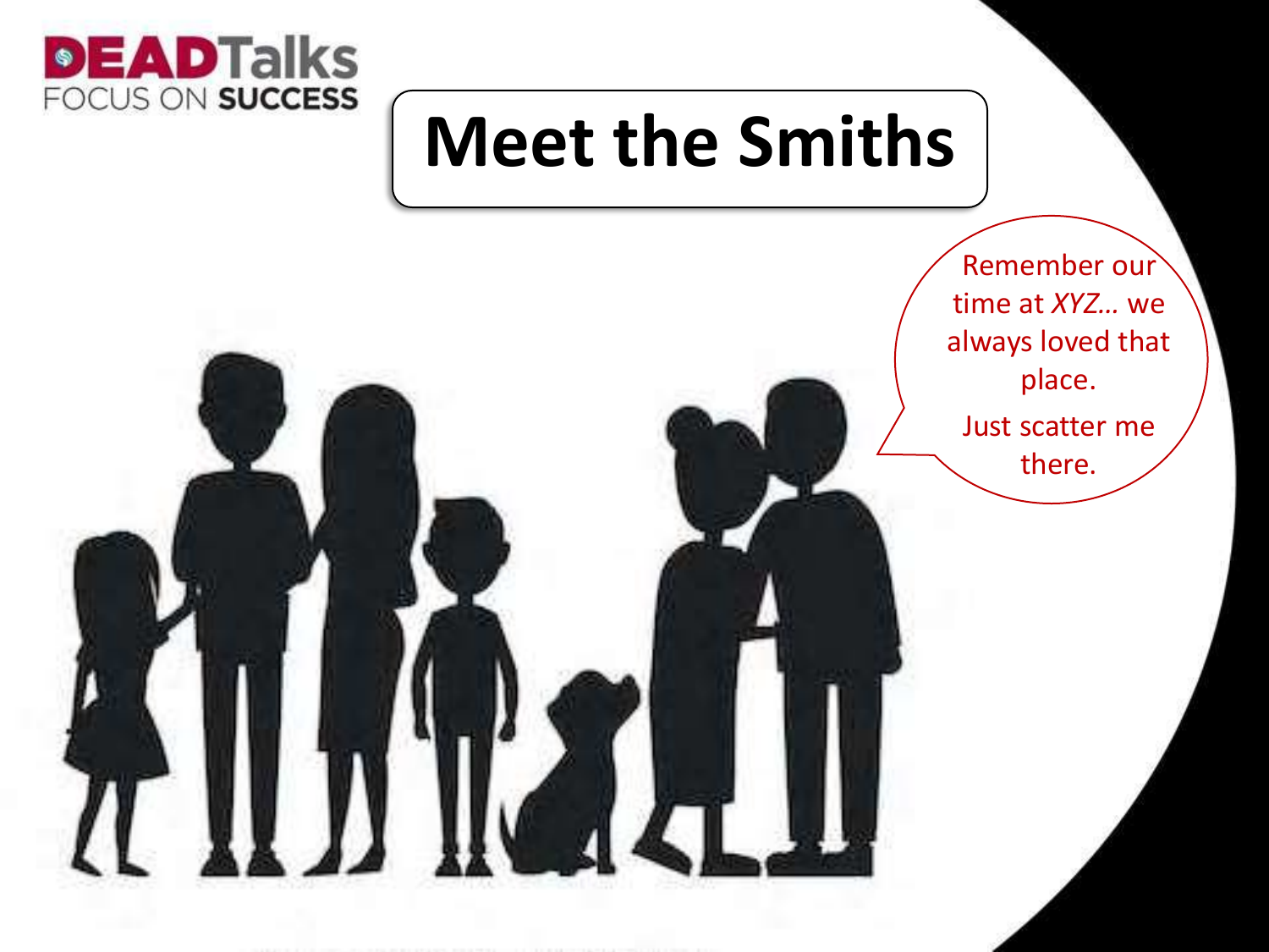DEADTalks
FOCUS ON SUCCESS

# Meet the Smiths

Remember our time at *XYZ…* we always loved that place.

Just scatter me there.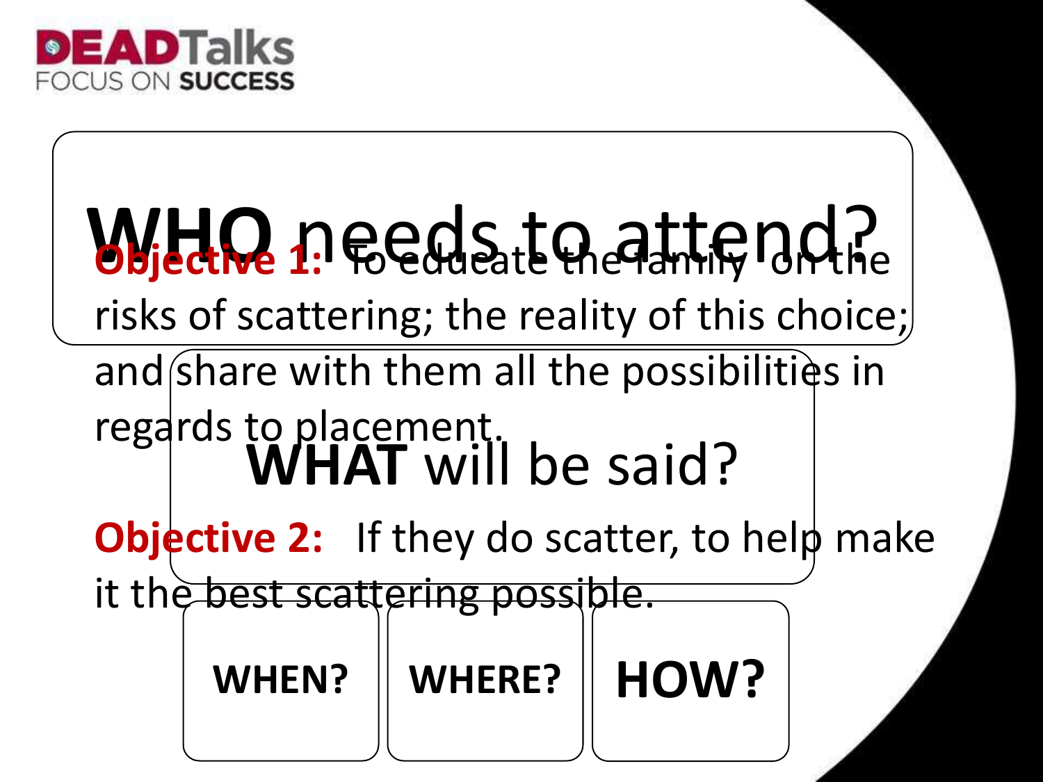# WHO needs to attend?

**Objective 1:** To educate the family on the risks of scattering; the reality of this choice; and share with them all the possibilities in regards to placement.

## WHAT will be said?

**Objective 2:** If they do scatter, to help make it the best scattering possible.

**WHEN?**

**WHERE?**

**HOW?**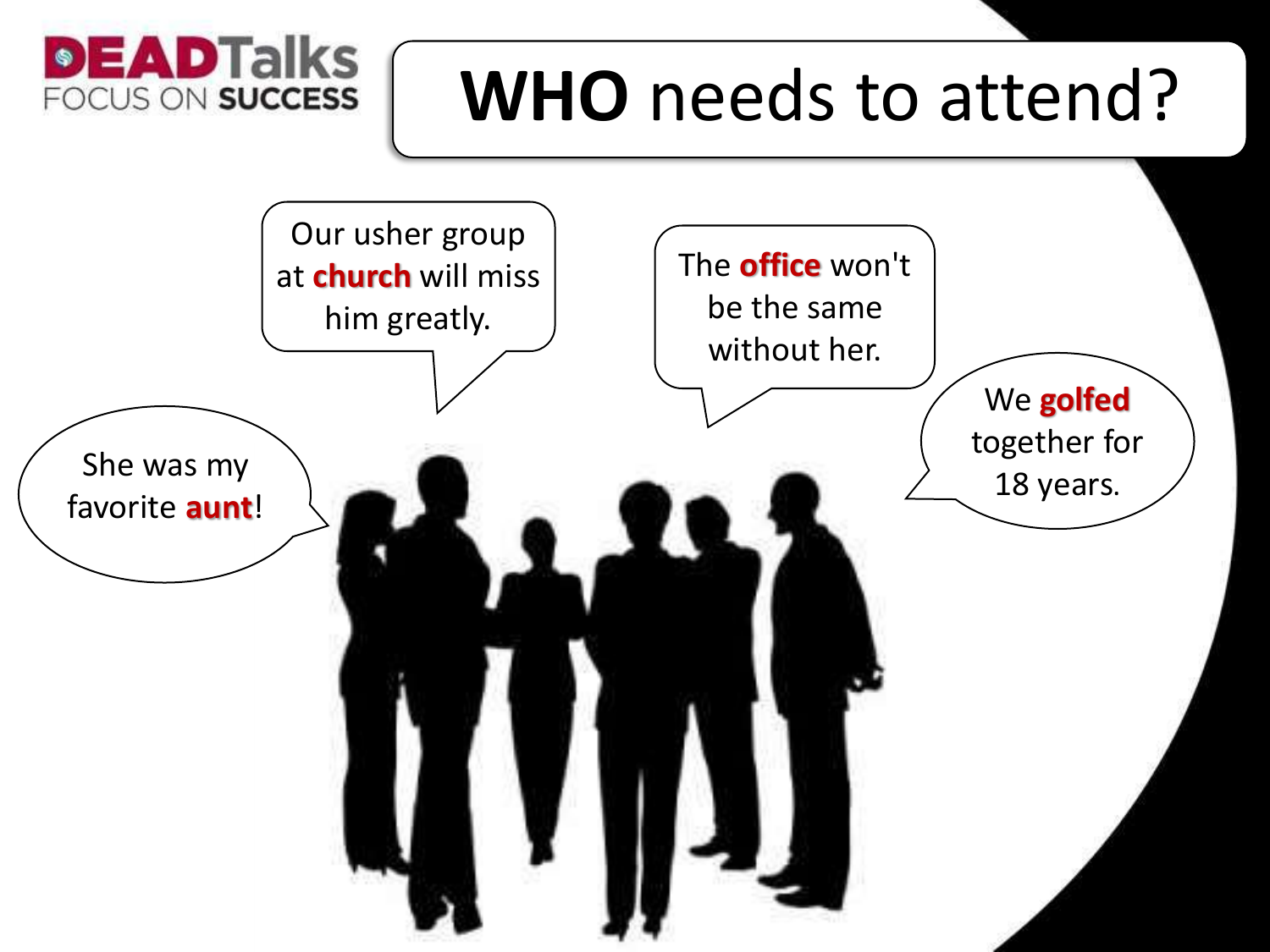# WHO needs to attend?

Our usher group at **church** will miss him greatly.

The **office** won't be the same without her.

She was my favorite **aunt**!

We **golfed** together for 18 years.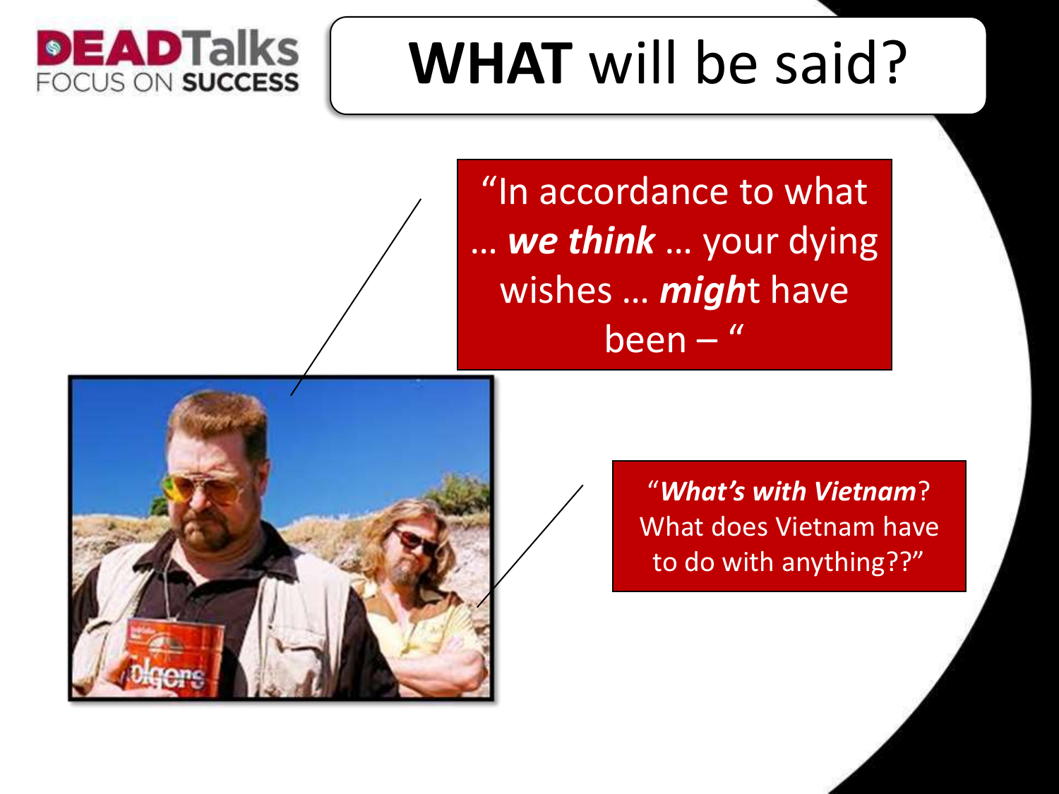# **WHAT** will be said?

"In accordance to what … ***we think*** … your dying wishes … ***migh***t have been – "

"***What's with Vietnam***? What does Vietnam have to do with anything??"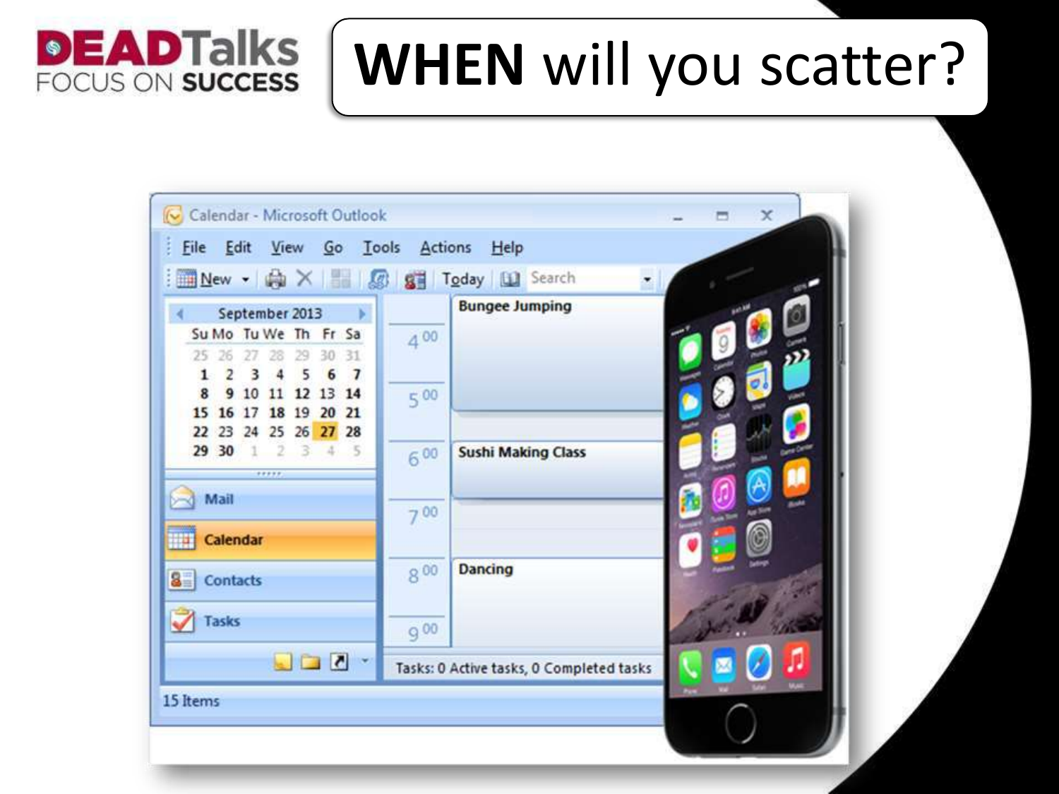# WHEN will you scatter?

DEADTalks FOCUS ON SUCCESS

Calendar - Microsoft Outlook

File Edit View Go Tools Actions Help

New Today Search

September 2013

| Su | Mo | Tu | We | Th | Fr | Sa |
|---|---|---|---|---|---|---|
| 25 | 26 | 27 | 28 | 29 | 30 | 31 |
| 1 | 2 | 3 | 4 | 5 | 6 | 7 |
| 8 | 9 | 10 | 11 | 12 | 13 | 14 |
| 15 | 16 | 17 | 18 | 19 | 20 | 21 |
| 22 | 23 | 24 | 25 | 26 | 27 | 28 |
| 29 | 30 | 1 | 2 | 3 | 4 | 5 |

Mail

Calendar

Contacts

Tasks

| Time | Event |
|---|---|
| | Bungee Jumping |
| 4 00 | |
| 5 00 | |
| 6 00 | Sushi Making Class |
| 7 00 | |
| 8 00 | Dancing |
| 9 00 | |

Tasks: 0 Active tasks, 0 Completed tasks

15 Items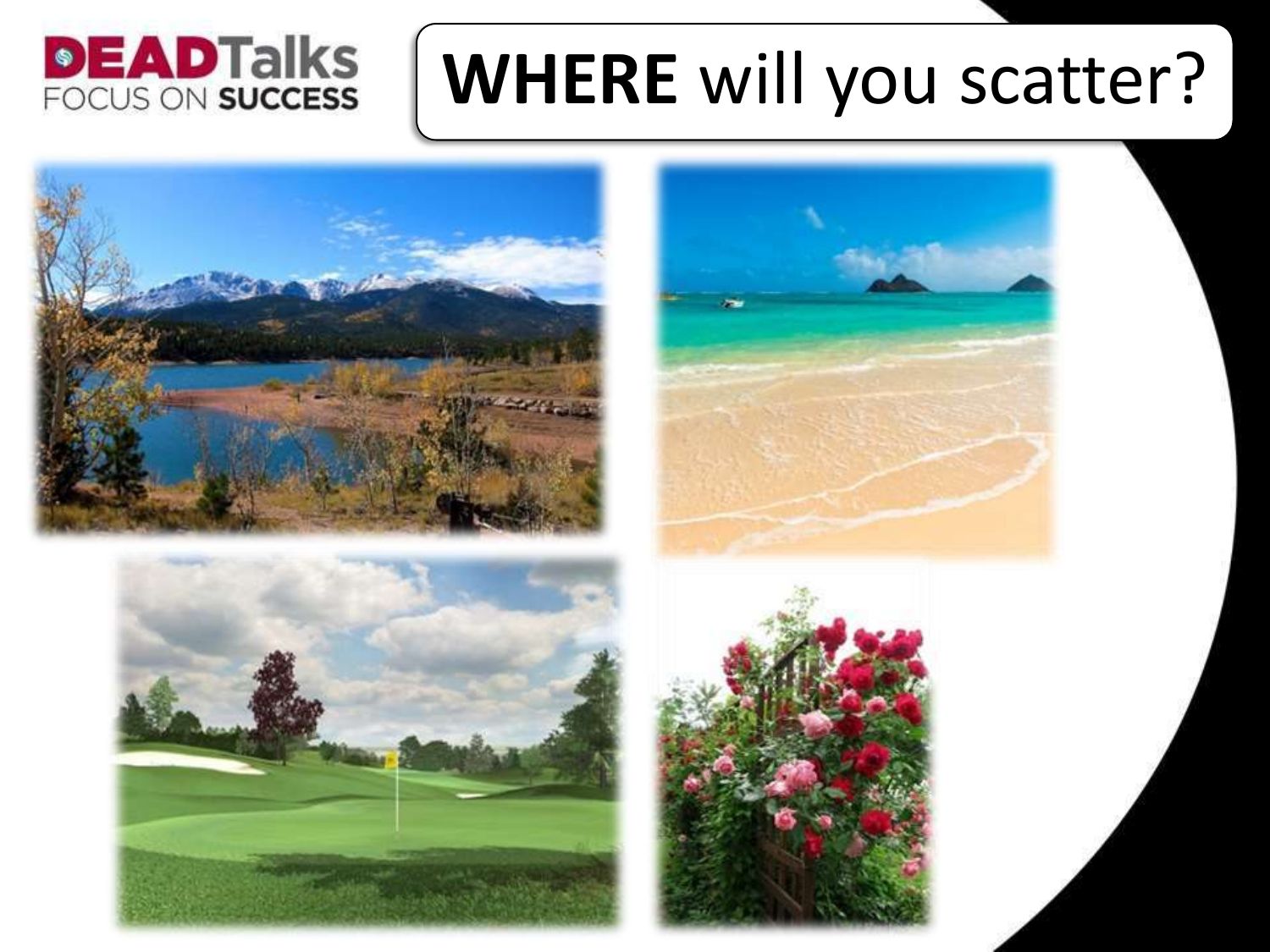DEADTalks
FOCUS ON SUCCESS

# WHERE will you scatter?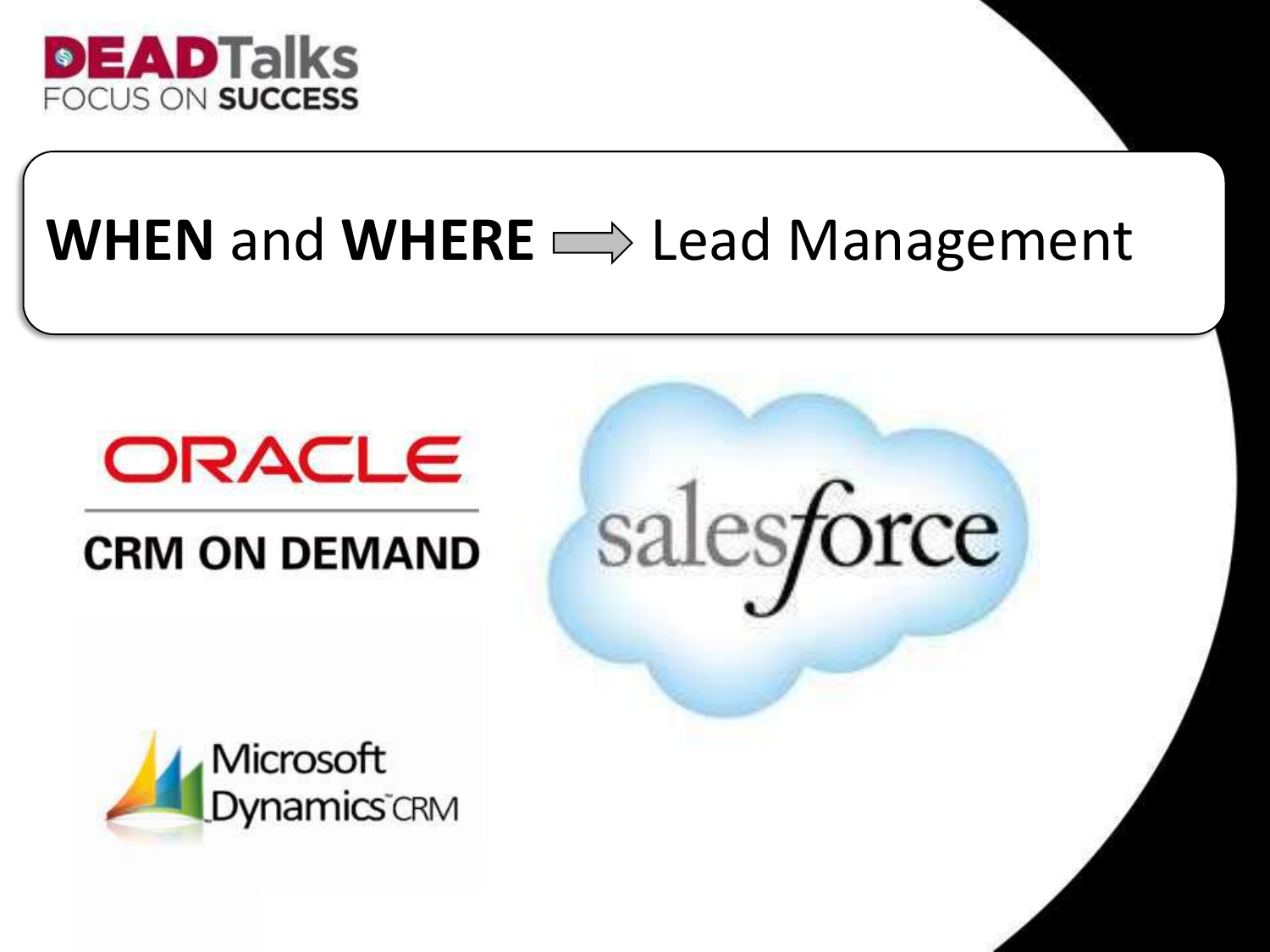# WHEN and WHERE → Lead Management

ORACLE

CRM ON DEMAND

salesforce

Microsoft Dynamics CRM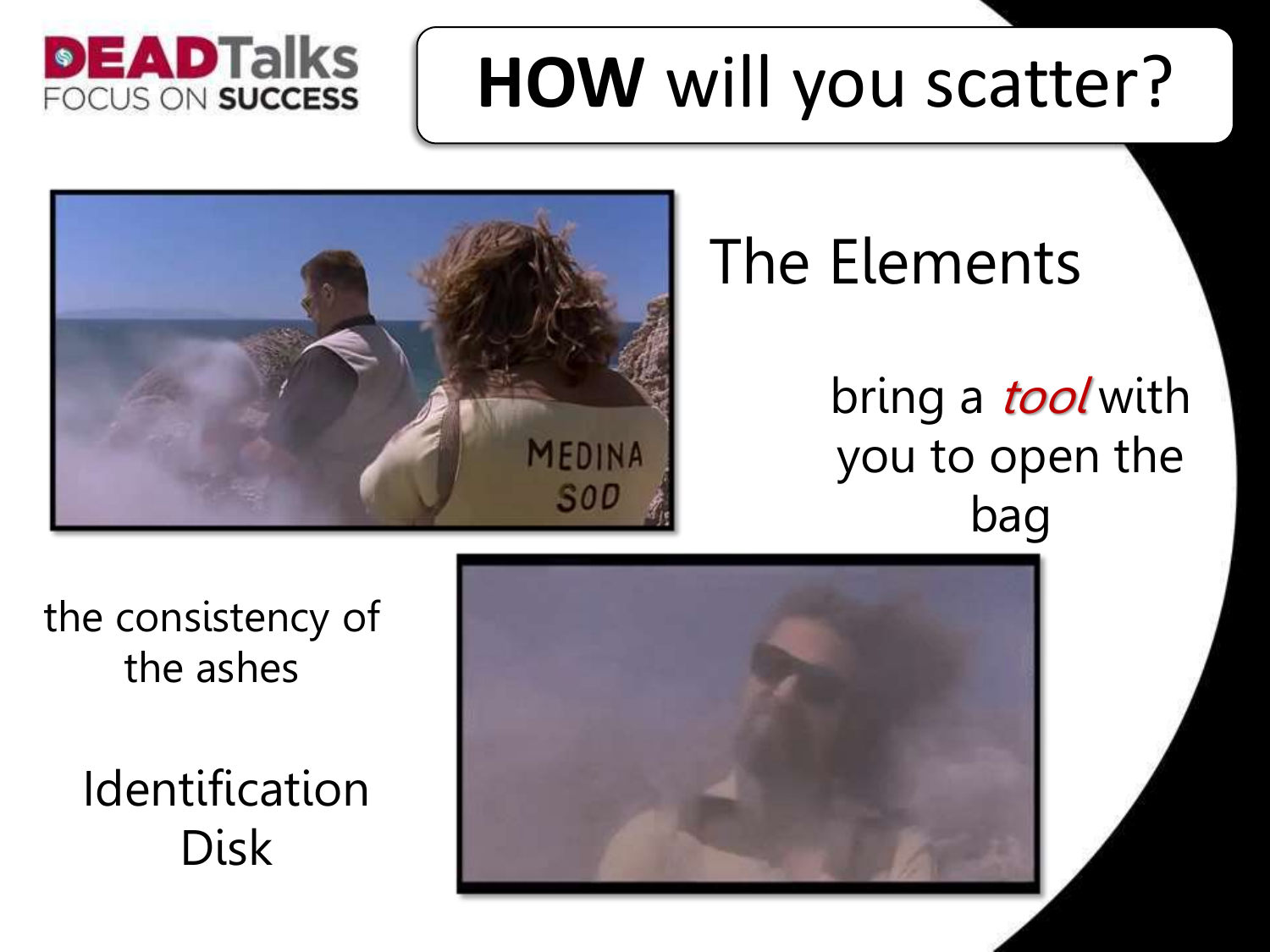# HOW will you scatter?

## The Elements

bring a *tool* with you to open the bag

the consistency of the ashes

Identification Disk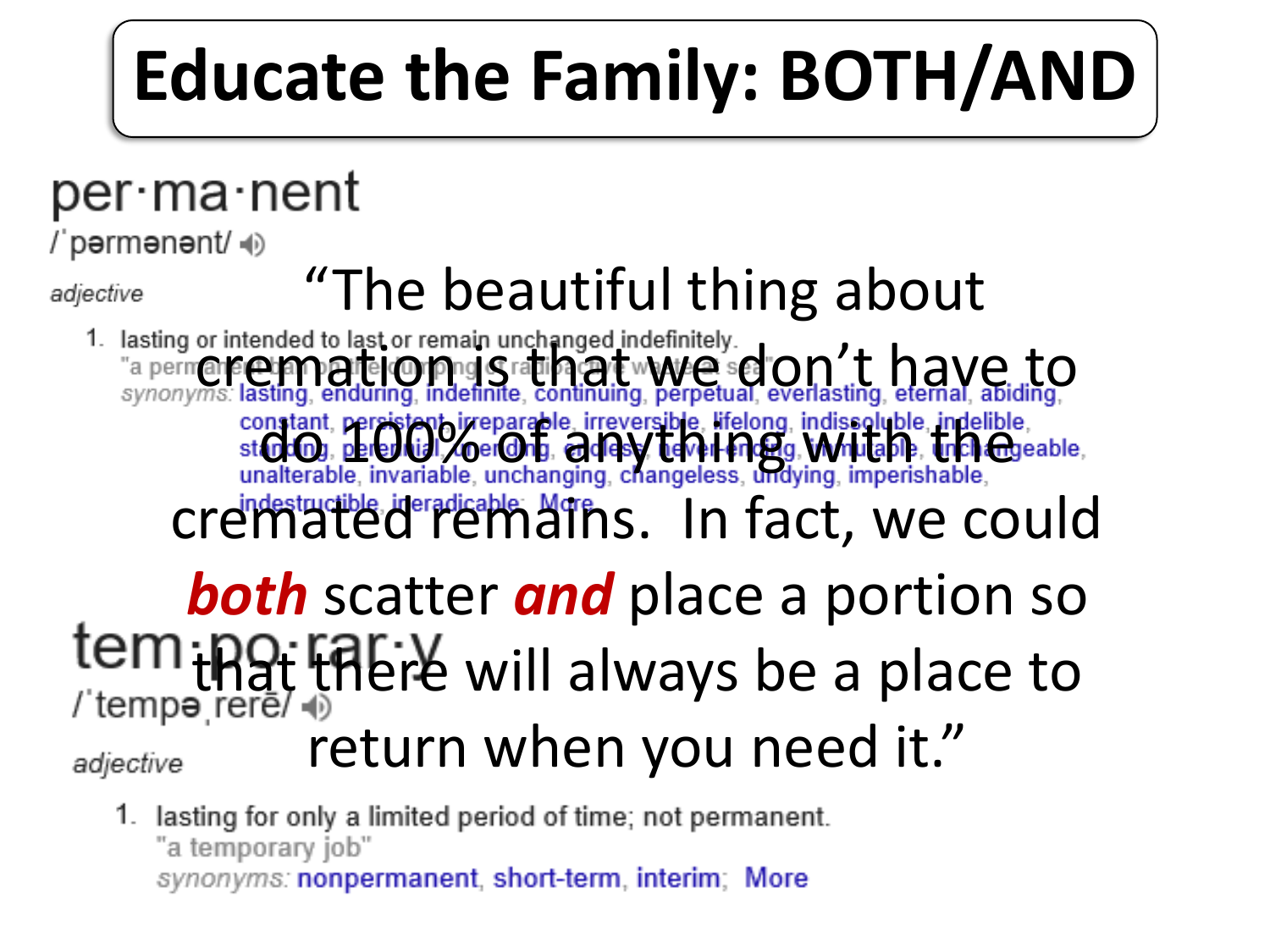# Educate the Family: BOTH/AND

per·ma·nent
/ˈpərmənənt/

adjective

1. lasting or intended to last or remain unchanged indefinitely.
"a permanent ..."
synonyms: lasting, enduring, indefinite, continuing, perpetual, everlasting, eternal, abiding, constant, persistent, irreparable, irreversible, lifelong, indissoluble, indelible, standing, perennial, unending, endless, never-ending, immutable, unchangeable, unalterable, invariable, unchanging, changeless, undying, imperishable, indestructible, ineradicable; More

"The beautiful thing about cremation is that we don't have to do 100% of anything with the cremated remains. In fact, we could ***both*** scatter ***and*** place a portion so that there will always be a place to return when you need it."

tem·po·rar·y
/ˈtempəˌrerē/

adjective

1. lasting for only a limited period of time; not permanent.
"a temporary job"
synonyms: nonpermanent, short-term, interim; More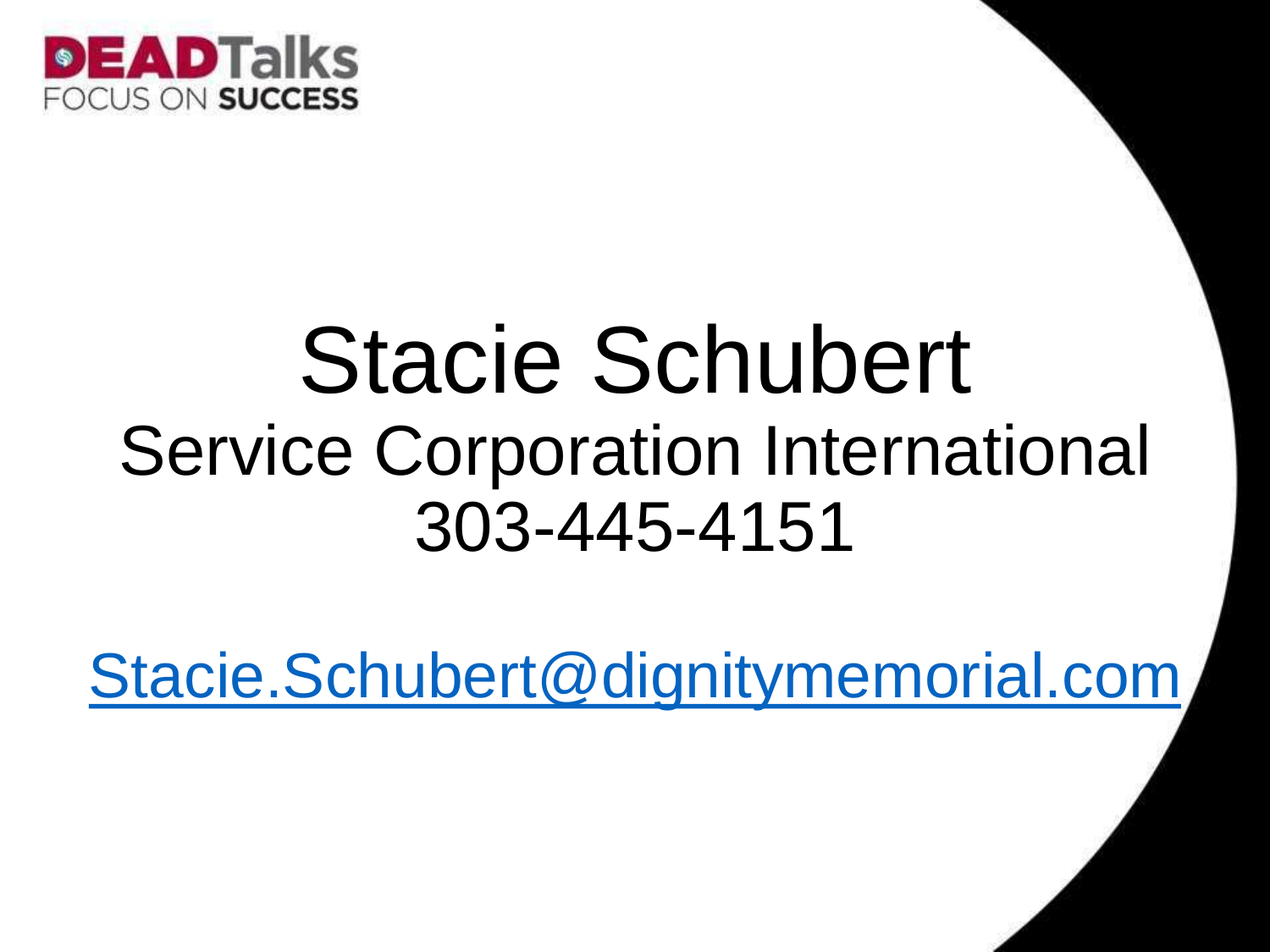**DEADTalks**
FOCUS ON **SUCCESS**

# Stacie Schubert

Service Corporation International

303-445-4151

[Stacie.Schubert@dignitymemorial.com](mailto:Stacie.Schubert@dignitymemorial.com)